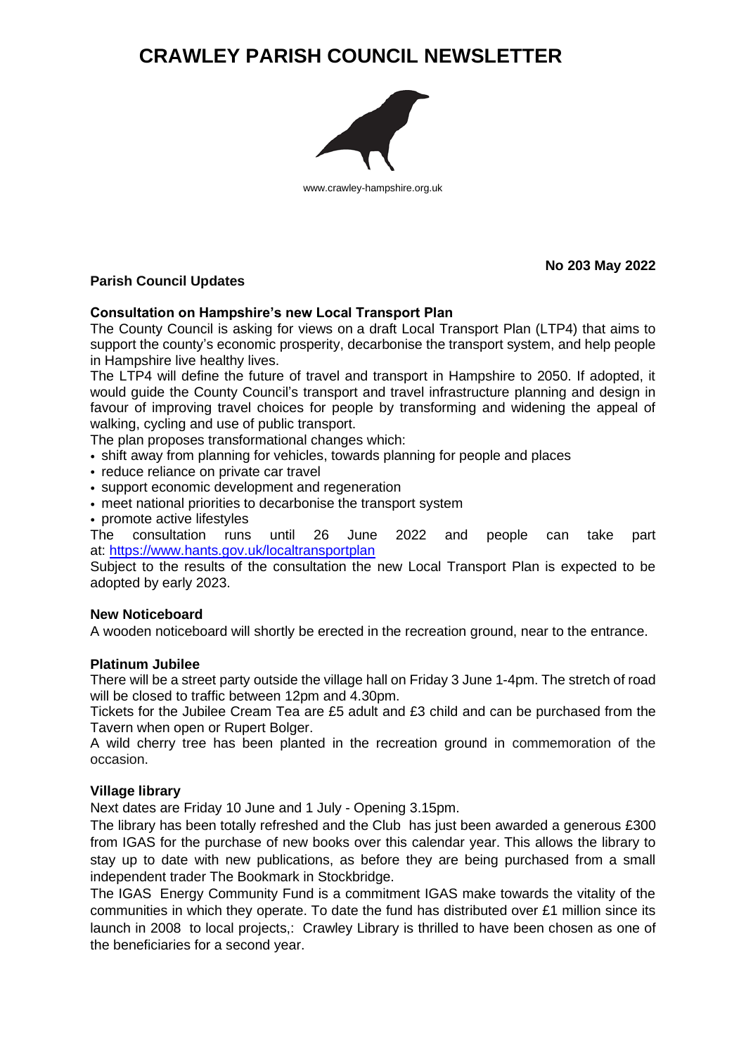# CRAWLEY PARISH COUNCIL NEWSLETTER

www.crawley-hampshire.org.uk

**No 203 May 2022**

## Parish Council Updates

### Consultation on Hampshire's new Local Transport Plan

The County Council is asking for views on a draft Local Transport Plan (LTP4) that aims to support the county's economic prosperity, decarbonise the transport system, and help people in Hampshire live healthy lives.

The LTP4 will define the future of travel and transport in Hampshire to 2050. If adopted, it would guide the County Council's transport and travel infrastructure planning and design in favour of improving travel choices for people by transforming and widening the appeal of walking, cycling and use of public transport.

The plan proposes transformational changes which:

- shift away from planning for vehicles, towards planning for people and places
- reduce reliance on private car travel
- support economic development and regeneration
- meet national priorities to decarbonise the transport system
- promote active lifestyles

The consultation runs until 26 June 2022 and people can take part at: https://www.hants.gov.uk/localtransportplan

Subject to the results of the consultation the new Local Transport Plan is expected to be adopted by early 2023.

### New Noticeboard

A wooden noticeboard will shortly be erected in the recreation ground, near to the entrance.

### Platinum Jubilee

There will be a street party outside the village hall on Friday 3 June 1-4pm. The stretch of road will be closed to traffic between 12pm and 4.30pm.

Tickets for the Jubilee Cream Tea are £5 adult and £3 child and can be purchased from the Tavern when open or Rupert Bolger.

A wild cherry tree has been planted in the recreation ground in commemoration of the occasion.

### Village library

Next dates are Friday 10 June and 1 July - Opening 3.15pm.

The library has been totally refreshed and the Club has just been awarded a generous £300 from IGAS for the purchase of new books over this calendar year. This allows the library to stay up to date with new publications, as before they are being purchased from a small independent trader The Bookmark in Stockbridge.

The IGAS Energy Community Fund is a commitment IGAS make towards the vitality of the communities in which they operate. To date the fund has distributed over £1 million since its launch in 2008 to local projects,: Crawley Library is thrilled to have been chosen as one of the beneficiaries for a second year.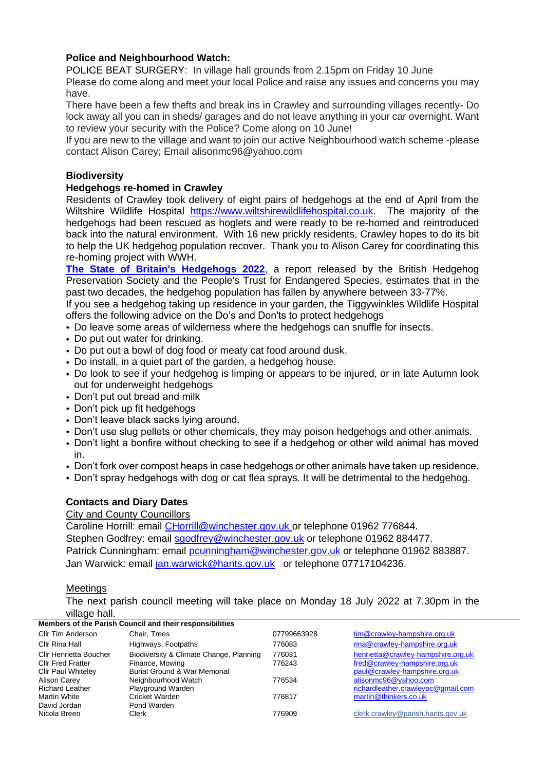### Police and Neighbourhood Watch:

POLICE BEAT SURGERY: In village hall grounds from 2.15pm on Friday 10 June

Please do come along and meet your local Police and raise any issues and concerns you may have.

There have been a few thefts and break ins in Crawley and surrounding villages recently- Do lock away all you can in sheds/ garages and do not leave anything in your car overnight. Want to review your security with the Police? Come along on 10 June!

If you are new to the village and want to join our active Neighbourhood watch scheme -please contact Alison Carey; Email alisonmc96@yahoo.com

### Biodiversity

### Hedgehogs re-homed in Crawley

Residents of Crawley took delivery of eight pairs of hedgehogs at the end of April from the Wiltshire Wildlife Hospital https://www.wiltshirewildlifehospital.co.uk. The majority of the hedgehogs had been rescued as hoglets and were ready to be re-homed and reintroduced back into the natural environment. With 16 new prickly residents, Crawley hopes to do its bit to help the UK hedgehog population recover. Thank you to Alison Carey for coordinating this re-homing project with WWH.

**The State of Britain's Hedgehogs 2022**, a report released by the British Hedgehog Preservation Society and the People's Trust for Endangered Species, estimates that in the past two decades, the hedgehog population has fallen by anywhere between 33-77%.

If you see a hedgehog taking up residence in your garden, the Tiggywinkles Wildlife Hospital offers the following advice on the Do's and Don'ts to protect hedgehogs

- Do leave some areas of wilderness where the hedgehogs can snuffle for insects.
- Do put out water for drinking.
- Do put out a bowl of dog food or meaty cat food around dusk.
- Do install, in a quiet part of the garden, a hedgehog house.
- Do look to see if your hedgehog is limping or appears to be injured, or in late Autumn look out for underweight hedgehogs
- Don't put out bread and milk
- Don't pick up fit hedgehogs
- Don't leave black sacks lying around.
- Don't use slug pellets or other chemicals, they may poison hedgehogs and other animals.
- Don't light a bonfire without checking to see if a hedgehog or other wild animal has moved in.
- Don't fork over compost heaps in case hedgehogs or other animals have taken up residence.
- Don't spray hedgehogs with dog or cat flea sprays. It will be detrimental to the hedgehog.

### Contacts and Diary Dates

City and County Councillors

Caroline Horrill: email CHorrill@winchester.gov.uk or telephone 01962 776844.
Stephen Godfrey: email sgodfrey@winchester.gov.uk or telephone 01962 884477.
Patrick Cunningham: email pcunningham@winchester.gov.uk or telephone 01962 883887.
Jan Warwick: email jan.warwick@hants.gov.uk or telephone 07717104236.

Meetings

The next parish council meeting will take place on Monday 18 July 2022 at 7.30pm in the village hall.

**Members of the Parish Council and their responsibilities**

| | | | |
|---|---|---|---|
| Cllr Tim Anderson | Chair, Trees | 07799663928 | tim@crawley-hampshire.org.uk |
| Cllr Rina Hall | Highways, Footpaths | 776083 | rina@crawley-hampshire.org.uk |
| Cllr Henrietta Boucher | Biodiversity & Climate Change, Planning | 776031 | henrietta@crawley-hampshire.org.uk |
| Cllr Fred Fratter | Finance, Mowing | 776243 | fred@crawley-hampshire.org.uk |
| Cllr Paul Whiteley | Burial Ground & War Memorial | | paul@crawley-hampshire.org.uk |
| Alison Carey | Neighbourhood Watch | 776534 | alisonmc96@yahoo.com |
| Richard Leather | Playground Warden | | richardleather.crawleypc@gmail.com |
| Martin White | Cricket Warden | 776817 | martin@thinkers.co.uk |
| David Jordan | Pond Warden | | |
| Nicola Breen | Clerk | 776909 | clerk.crawley@parish.hants.gov.uk |